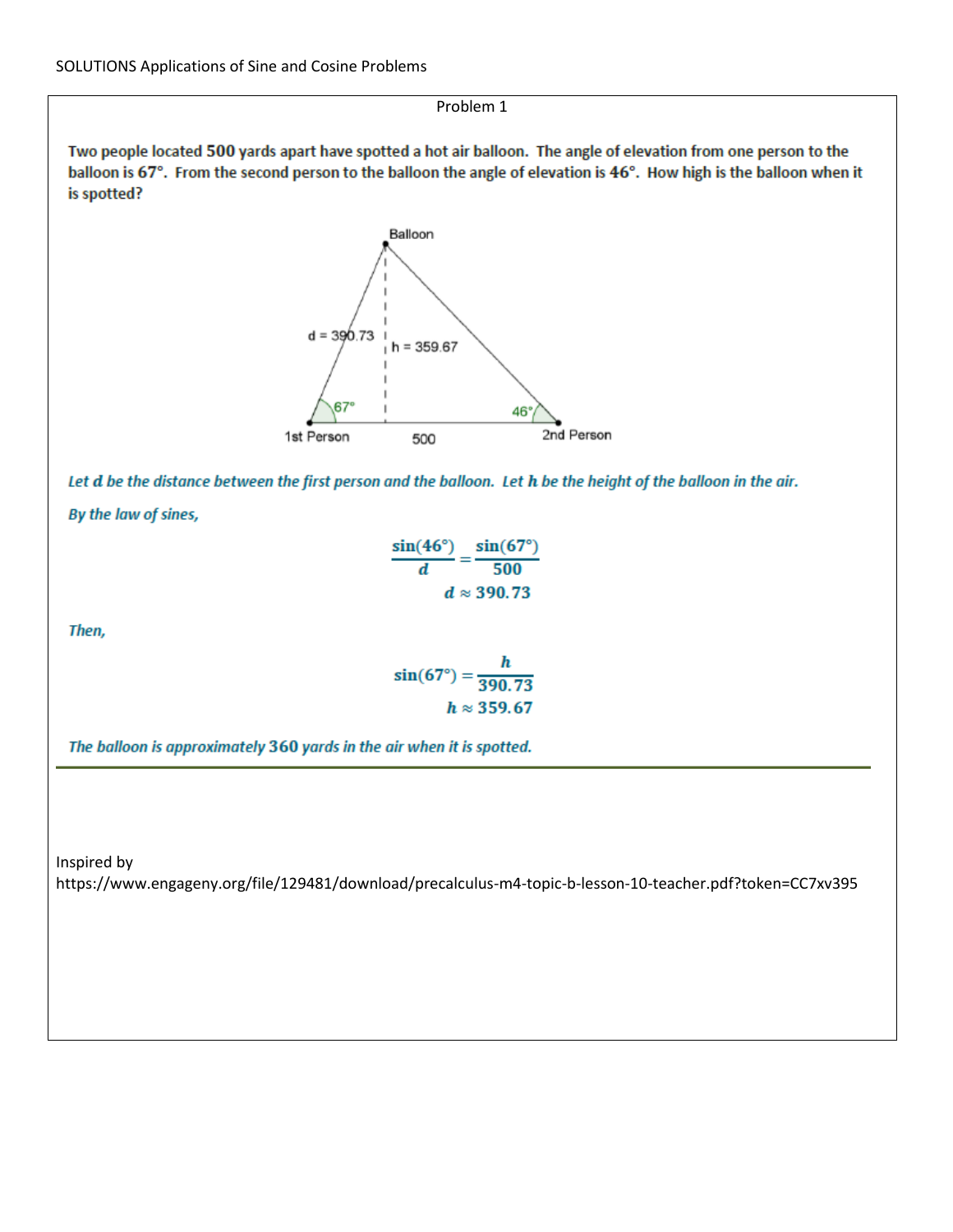SOLUTIONS Applications of Sine and Cosine Problems

## Problem 1

**Two people located 500 yards apart have spotted a hot air balloon. The angle of elevation from one person to the balloon is 67°. From the second person to the balloon the angle of elevation is 46°. How high is the balloon when it is spotted?**

*Let $d$ be the distance between the first person and the balloon. Let $h$ be the height of the balloon in the air.*

*By the law of sines,*

$$\frac{\sin(46°)}{d} = \frac{\sin(67°)}{500}$$

$$d \approx 390.73$$

*Then,*

$$\sin(67°) = \frac{h}{390.73}$$

$$h \approx 359.67$$

*The balloon is approximately 360 yards in the air when it is spotted.*

---

Inspired by
https://www.engageny.org/file/129481/download/precalculus-m4-topic-b-lesson-10-teacher.pdf?token=CC7xv395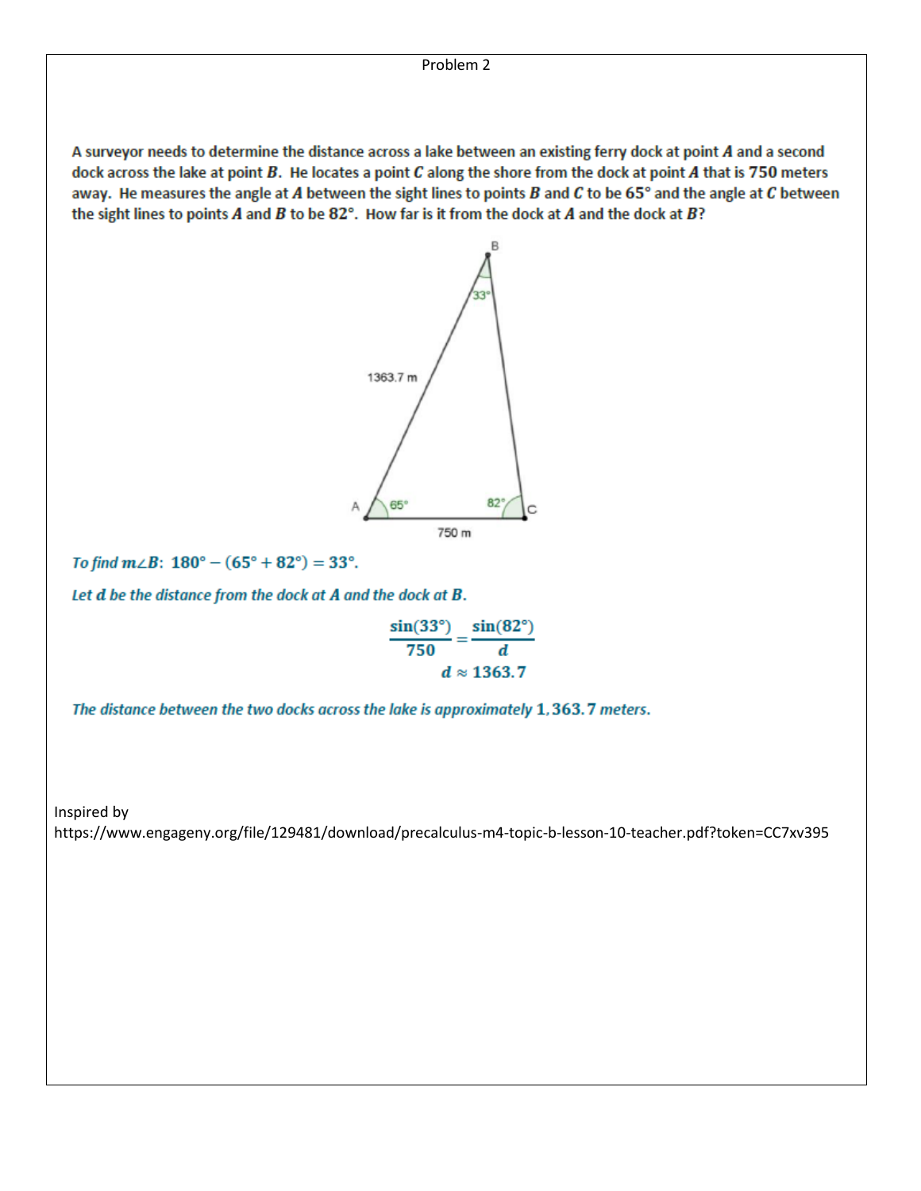Problem 2

A surveyor needs to determine the distance across a lake between an existing ferry dock at point $A$ and a second dock across the lake at point $B$. He locates a point $C$ along the shore from the dock at point $A$ that is $750$ meters away. He measures the angle at $A$ between the sight lines to points $B$ and $C$ to be $65°$ and the angle at $C$ between the sight lines to points $A$ and $B$ to be $82°$. How far is it from the dock at $A$ and the dock at $B$?

*To find $m\angle B$:* $180° - (65° + 82°) = 33°$.

*Let $d$ be the distance from the dock at $A$ and the dock at $B$.*

$$\frac{\sin(33°)}{750} = \frac{\sin(82°)}{d}$$

$$d \approx 1363.7$$

*The distance between the two docks across the lake is approximately $1,363.7$ meters.*

Inspired by
https://www.engageny.org/file/129481/download/precalculus-m4-topic-b-lesson-10-teacher.pdf?token=CC7xv395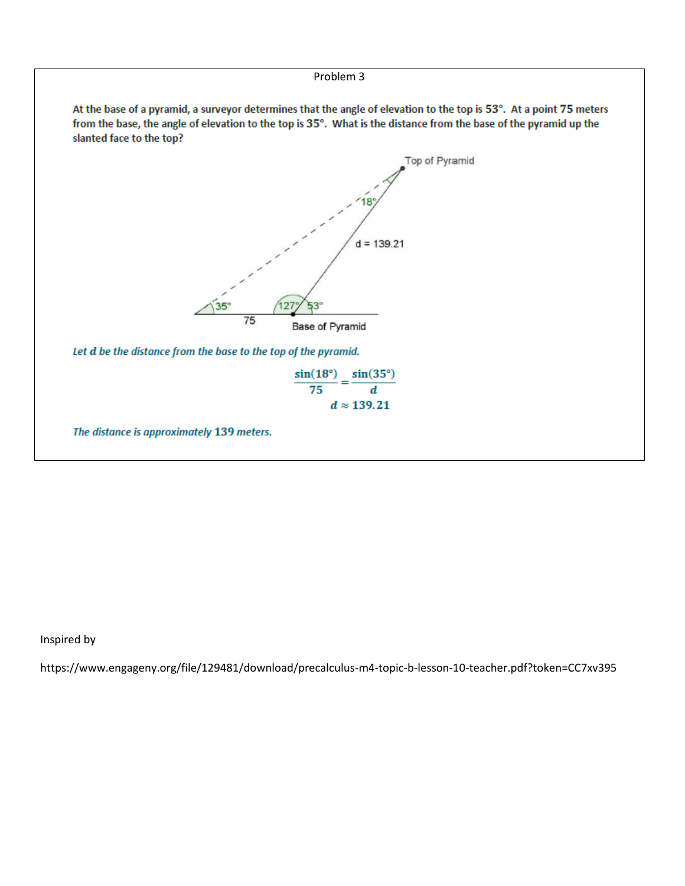Problem 3

**At the base of a pyramid, a surveyor determines that the angle of elevation to the top is $53°$. At a point $75$ meters from the base, the angle of elevation to the top is $35°$. What is the distance from the base of the pyramid up the slanted face to the top?**

*Let $d$ be the distance from the base to the top of the pyramid.*

$$\frac{\sin(18°)}{75} = \frac{\sin(35°)}{d}$$

$$d \approx 139.21$$

*The distance is approximately $139$ meters.*

Inspired by

https://www.engageny.org/file/129481/download/precalculus-m4-topic-b-lesson-10-teacher.pdf?token=CC7xv395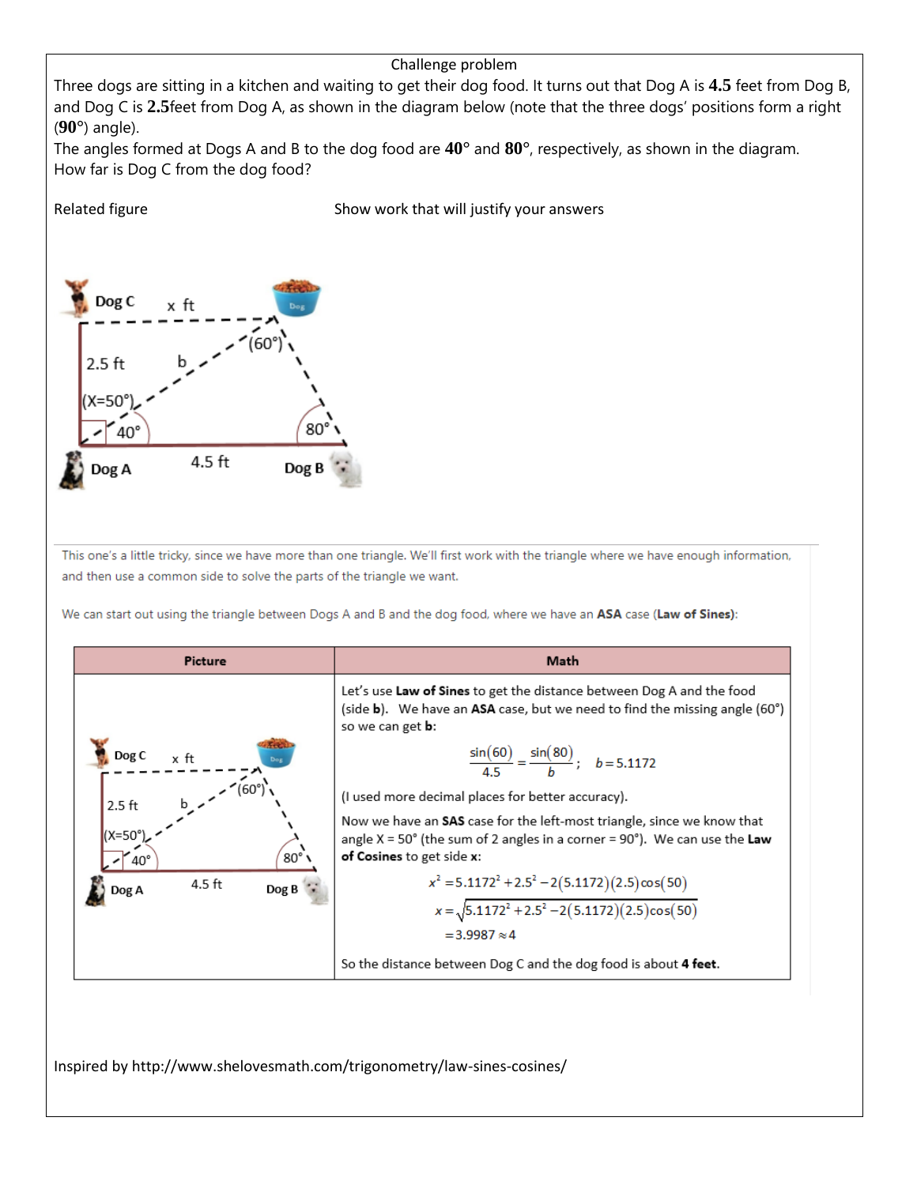Challenge problem

Three dogs are sitting in a kitchen and waiting to get their dog food. It turns out that Dog A is **4.5** feet from Dog B, and Dog C is **2.5**feet from Dog A, as shown in the diagram below (note that the three dogs' positions form a right (**90°**) angle).

The angles formed at Dogs A and B to the dog food are **40°** and **80°**, respectively, as shown in the diagram. How far is Dog C from the dog food?

Related figure

Show work that will justify your answers

This one's a little tricky, since we have more than one triangle. We'll first work with the triangle where we have enough information, and then use a common side to solve the parts of the triangle we want.

We can start out using the triangle between Dogs A and B and the dog food, where we have an **ASA** case (**Law of Sines**):

| Picture | Math |
|---|---|
| | Let's use **Law of Sines** to get the distance between Dog A and the food (side **b**). We have an **ASA** case, but we need to find the missing angle (60°) so we can get **b**: $$\frac{\sin(60)}{4.5} = \frac{\sin(80)}{b}; \quad b = 5.1172$$ (I used more decimal places for better accuracy). Now we have an **SAS** case for the left-most triangle, since we know that angle X = 50° (the sum of 2 angles in a corner = 90°). We can use the **Law of Cosines** to get side **x**: $$x^2 = 5.1172^2 + 2.5^2 - 2(5.1172)(2.5)\cos(50)$$ $$x = \sqrt{5.1172^2 + 2.5^2 - 2(5.1172)(2.5)\cos(50)}$$ $$= 3.9987 \approx 4$$ So the distance between Dog C and the dog food is about **4 feet.** |

Inspired by http://www.shelovesmath.com/trigonometry/law-sines-cosines/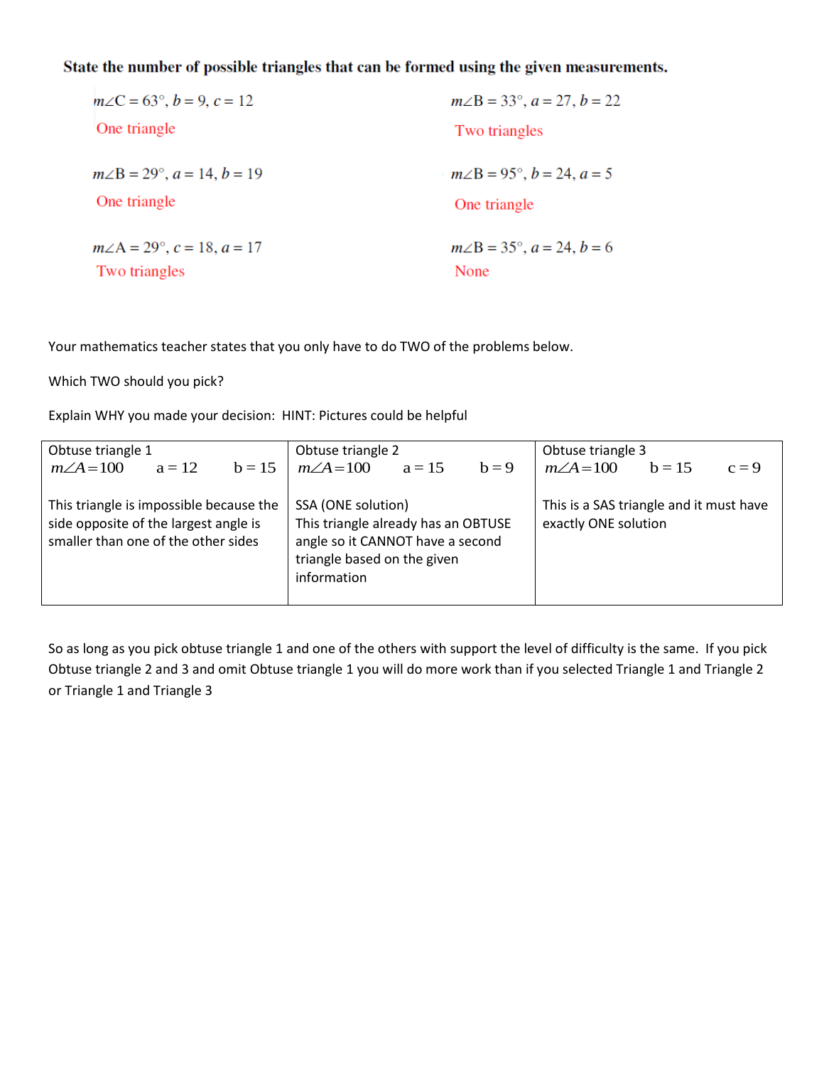**State the number of possible triangles that can be formed using the given measurements.**

$m\angle C = 63°, b = 9, c = 12$

One triangle

$m\angle B = 33°, a = 27, b = 22$

Two triangles

$m\angle B = 29°, a = 14, b = 19$

One triangle

$m\angle B = 95°, b = 24, a = 5$

One triangle

$m\angle A = 29°, c = 18, a = 17$

Two triangles

$m\angle B = 35°, a = 24, b = 6$

None

Your mathematics teacher states that you only have to do TWO of the problems below.

Which TWO should you pick?

Explain WHY you made your decision: HINT: Pictures could be helpful

| | | |
|---|---|---|
| Obtuse triangle 1<br>$m\angle A = 100$ a = 12 b = 15<br><br>This triangle is impossible because the side opposite of the largest angle is smaller than one of the other sides | Obtuse triangle 2<br>$m\angle A = 100$ a = 15 b = 9<br><br>SSA (ONE solution)<br>This triangle already has an OBTUSE angle so it CANNOT have a second triangle based on the given information | Obtuse triangle 3<br>$m\angle A = 100$ b = 15 c = 9<br><br>This is a SAS triangle and it must have exactly ONE solution |

So as long as you pick obtuse triangle 1 and one of the others with support the level of difficulty is the same. If you pick Obtuse triangle 2 and 3 and omit Obtuse triangle 1 you will do more work than if you selected Triangle 1 and Triangle 2 or Triangle 1 and Triangle 3